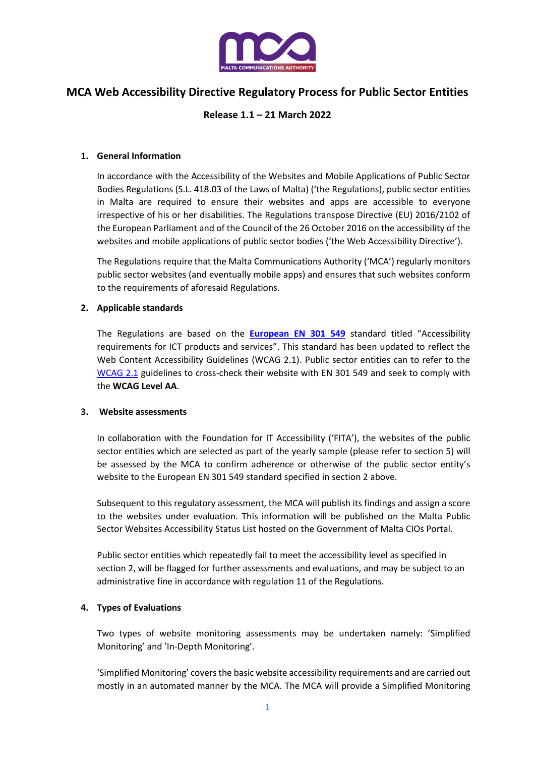# MCA Web Accessibility Directive Regulatory Process for Public Sector Entities

**Release 1.1 – 21 March 2022**

## 1. General Information

In accordance with the Accessibility of the Websites and Mobile Applications of Public Sector Bodies Regulations (S.L. 418.03 of the Laws of Malta) ('the Regulations'), public sector entities in Malta are required to ensure their websites and apps are accessible to everyone irrespective of his or her disabilities. The Regulations transpose Directive (EU) 2016/2102 of the European Parliament and of the Council of the 26 October 2016 on the accessibility of the websites and mobile applications of public sector bodies ('the Web Accessibility Directive').

The Regulations require that the Malta Communications Authority ('MCA') regularly monitors public sector websites (and eventually mobile apps) and ensures that such websites conform to the requirements of aforesaid Regulations.

## 2. Applicable standards

The Regulations are based on the **European EN 301 549** standard titled "Accessibility requirements for ICT products and services". This standard has been updated to reflect the Web Content Accessibility Guidelines (WCAG 2.1). Public sector entities can to refer to the WCAG 2.1 guidelines to cross-check their website with EN 301 549 and seek to comply with the **WCAG Level AA**.

## 3. Website assessments

In collaboration with the Foundation for IT Accessibility ('FITA'), the websites of the public sector entities which are selected as part of the yearly sample (please refer to section 5) will be assessed by the MCA to confirm adherence or otherwise of the public sector entity's website to the European EN 301 549 standard specified in section 2 above.

Subsequent to this regulatory assessment, the MCA will publish its findings and assign a score to the websites under evaluation. This information will be published on the Malta Public Sector Websites Accessibility Status List hosted on the Government of Malta CIOs Portal.

Public sector entities which repeatedly fail to meet the accessibility level as specified in section 2, will be flagged for further assessments and evaluations, and may be subject to an administrative fine in accordance with regulation 11 of the Regulations.

## 4. Types of Evaluations

Two types of website monitoring assessments may be undertaken namely: 'Simplified Monitoring' and 'In-Depth Monitoring'.

'Simplified Monitoring' covers the basic website accessibility requirements and are carried out mostly in an automated manner by the MCA. The MCA will provide a Simplified Monitoring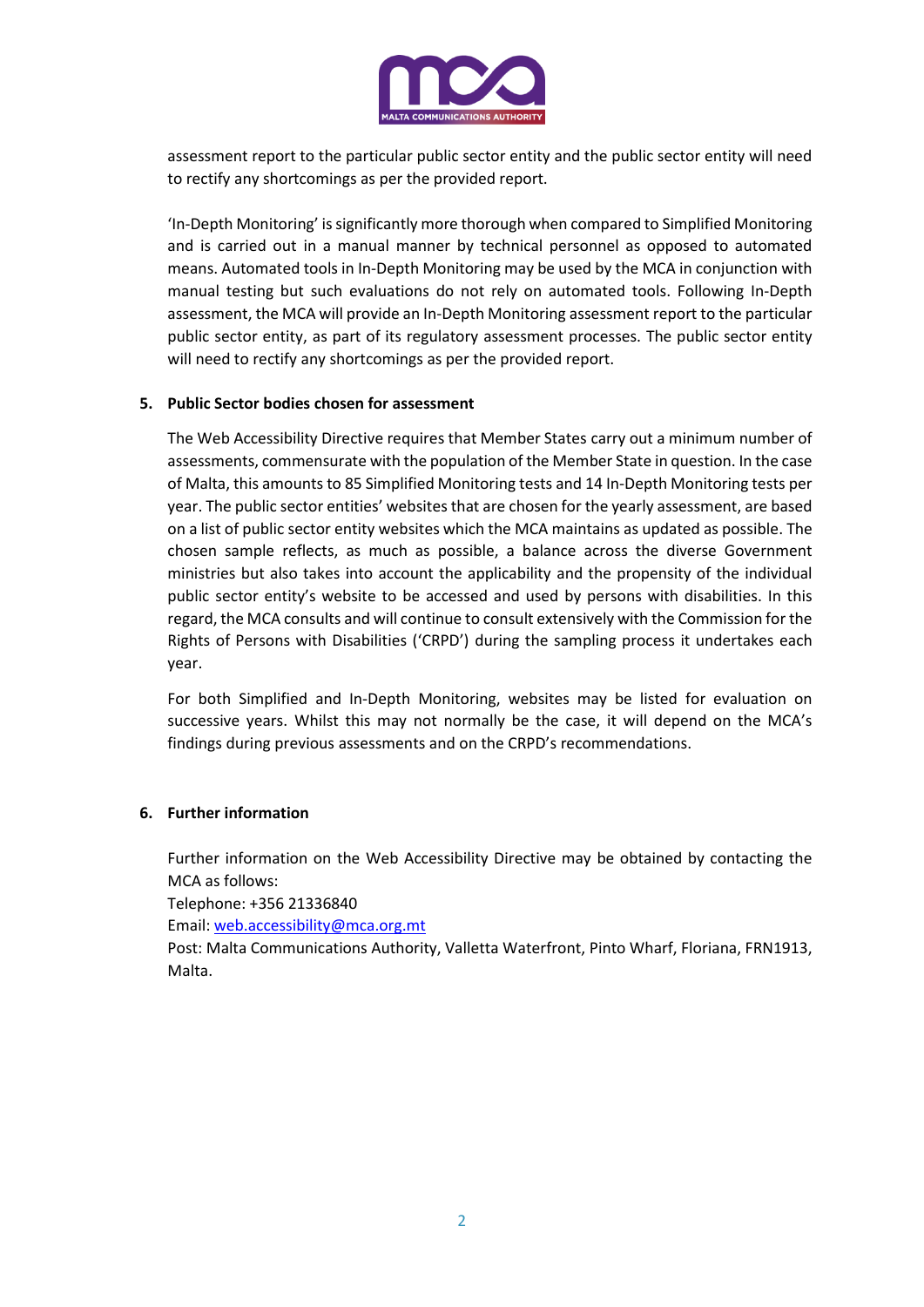assessment report to the particular public sector entity and the public sector entity will need to rectify any shortcomings as per the provided report.

'In-Depth Monitoring' is significantly more thorough when compared to Simplified Monitoring and is carried out in a manual manner by technical personnel as opposed to automated means. Automated tools in In-Depth Monitoring may be used by the MCA in conjunction with manual testing but such evaluations do not rely on automated tools. Following In-Depth assessment, the MCA will provide an In-Depth Monitoring assessment report to the particular public sector entity, as part of its regulatory assessment processes. The public sector entity will need to rectify any shortcomings as per the provided report.

## 5. Public Sector bodies chosen for assessment

The Web Accessibility Directive requires that Member States carry out a minimum number of assessments, commensurate with the population of the Member State in question. In the case of Malta, this amounts to 85 Simplified Monitoring tests and 14 In-Depth Monitoring tests per year. The public sector entities' websites that are chosen for the yearly assessment, are based on a list of public sector entity websites which the MCA maintains as updated as possible. The chosen sample reflects, as much as possible, a balance across the diverse Government ministries but also takes into account the applicability and the propensity of the individual public sector entity's website to be accessed and used by persons with disabilities. In this regard, the MCA consults and will continue to consult extensively with the Commission for the Rights of Persons with Disabilities ('CRPD') during the sampling process it undertakes each year.

For both Simplified and In-Depth Monitoring, websites may be listed for evaluation on successive years. Whilst this may not normally be the case, it will depend on the MCA's findings during previous assessments and on the CRPD's recommendations.

## 6. Further information

Further information on the Web Accessibility Directive may be obtained by contacting the MCA as follows:
Telephone: +356 21336840
Email: web.accessibility@mca.org.mt
Post: Malta Communications Authority, Valletta Waterfront, Pinto Wharf, Floriana, FRN1913, Malta.